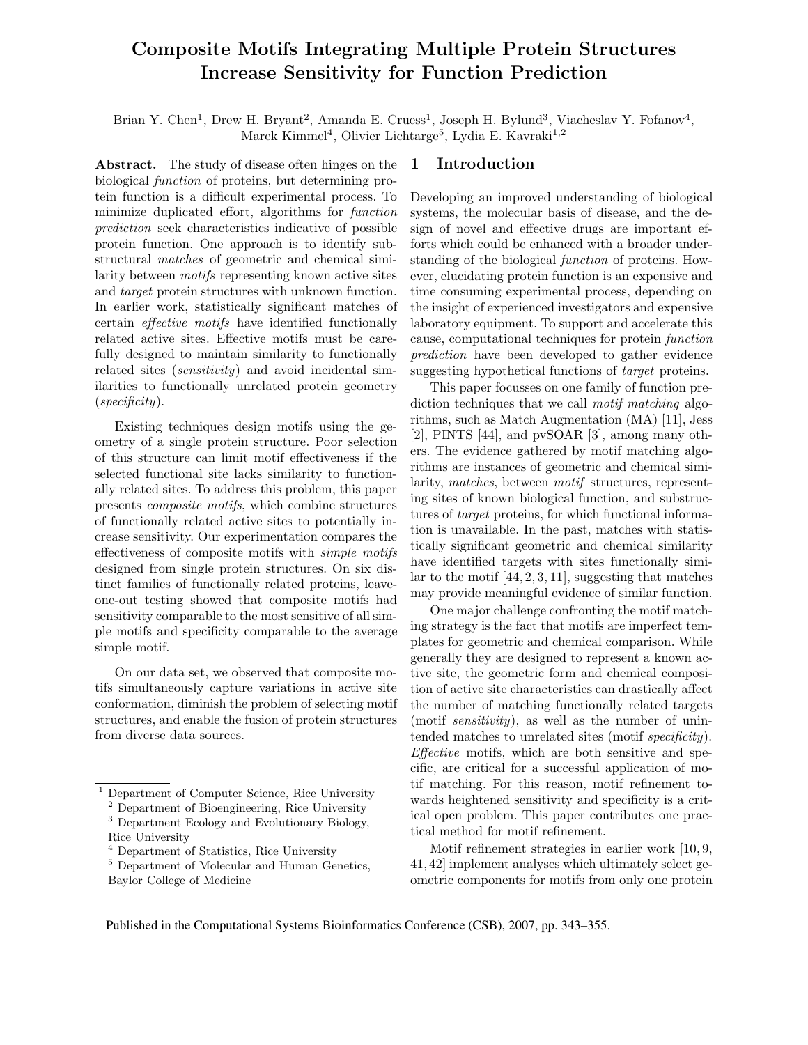# Composite Motifs Integrating Multiple Protein Structures Increase Sensitivity for Function Prediction

Brian Y. Chen[1], Drew H. Bryant[2], Amanda E. Cruess[1], Joseph H. Bylund[3], Viacheslav Y. Fofanov[4], Marek Kimmel[4], Olivier Lichtarge[5], Lydia E. Kavraki[1,2]

**Abstract.** The study of disease often hinges on the biological *function* of proteins, but determining protein function is a difficult experimental process. To minimize duplicated effort, algorithms for *function prediction* seek characteristics indicative of possible protein function. One approach is to identify substructural *matches* of geometric and chemical similarity between *motifs* representing known active sites and *target* protein structures with unknown function. In earlier work, statistically significant matches of certain *effective motifs* have identified functionally related active sites. Effective motifs must be carefully designed to maintain similarity to functionally related sites (*sensitivity*) and avoid incidental similarities to functionally unrelated protein geometry (*specificity*).

Existing techniques design motifs using the geometry of a single protein structure. Poor selection of this structure can limit motif effectiveness if the selected functional site lacks similarity to functionally related sites. To address this problem, this paper presents *composite motifs*, which combine structures of functionally related active sites to potentially increase sensitivity. Our experimentation compares the effectiveness of composite motifs with *simple motifs* designed from single protein structures. On six distinct families of functionally related proteins, leave-one-out testing showed that composite motifs had sensitivity comparable to the most sensitive of all simple motifs and specificity comparable to the average simple motif.

On our data set, we observed that composite motifs simultaneously capture variations in active site conformation, diminish the problem of selecting motif structures, and enable the fusion of protein structures from diverse data sources.

[1] Department of Computer Science, Rice University
[2] Department of Bioengineering, Rice University
[3] Department Ecology and Evolutionary Biology, Rice University
[4] Department of Statistics, Rice University
[5] Department of Molecular and Human Genetics, Baylor College of Medicine

## 1 Introduction

Developing an improved understanding of biological systems, the molecular basis of disease, and the design of novel and effective drugs are important efforts which could be enhanced with a broader understanding of the biological *function* of proteins. However, elucidating protein function is an expensive and time consuming experimental process, depending on the insight of experienced investigators and expensive laboratory equipment. To support and accelerate this cause, computational techniques for protein *function prediction* have been developed to gather evidence suggesting hypothetical functions of *target* proteins.

This paper focusses on one family of function prediction techniques that we call *motif matching* algorithms, such as Match Augmentation (MA) [11], Jess [2], PINTS [44], and pvSOAR [3], among many others. The evidence gathered by motif matching algorithms are instances of geometric and chemical similarity, *matches*, between *motif* structures, representing sites of known biological function, and substructures of *target* proteins, for which functional information is unavailable. In the past, matches with statistically significant geometric and chemical similarity have identified targets with sites functionally similar to the motif [44, 2, 3, 11], suggesting that matches may provide meaningful evidence of similar function.

One major challenge confronting the motif matching strategy is the fact that motifs are imperfect templates for geometric and chemical comparison. While generally they are designed to represent a known active site, the geometric form and chemical composition of active site characteristics can drastically affect the number of matching functionally related targets (motif *sensitivity*), as well as the number of unintended matches to unrelated sites (motif *specificity*). *Effective* motifs, which are both sensitive and specific, are critical for a successful application of motif matching. For this reason, motif refinement towards heightened sensitivity and specificity is a critical open problem. This paper contributes one practical method for motif refinement.

Motif refinement strategies in earlier work [10, 9, 41, 42] implement analyses which ultimately select geometric components for motifs from only one protein

Published in the Computational Systems Bioinformatics Conference (CSB), 2007, pp. 343–355.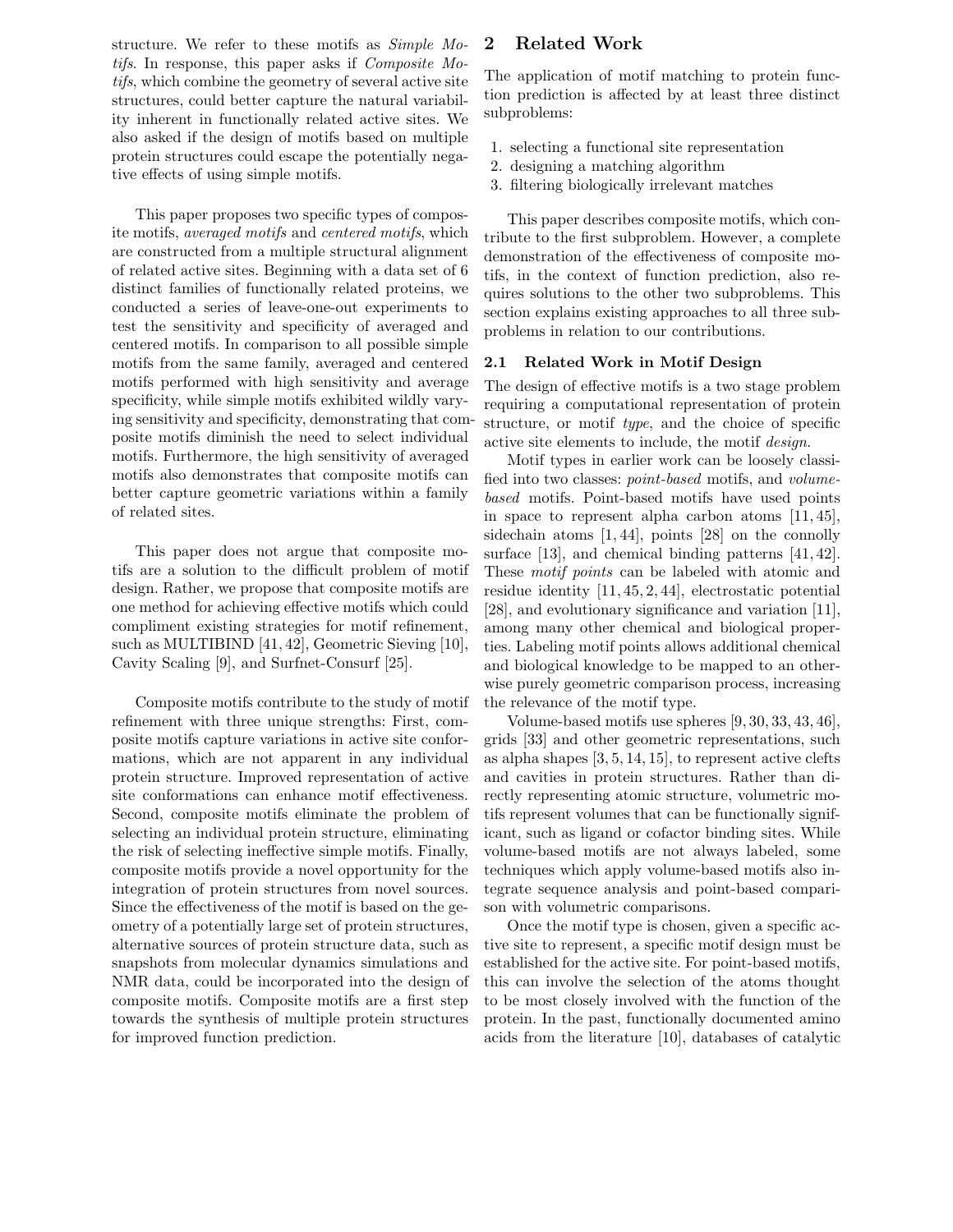structure. We refer to these motifs as *Simple Motifs*. In response, this paper asks if *Composite Motifs*, which combine the geometry of several active site structures, could better capture the natural variability inherent in functionally related active sites. We also asked if the design of motifs based on multiple protein structures could escape the potentially negative effects of using simple motifs.

This paper proposes two specific types of composite motifs, *averaged motifs* and *centered motifs*, which are constructed from a multiple structural alignment of related active sites. Beginning with a data set of 6 distinct families of functionally related proteins, we conducted a series of leave-one-out experiments to test the sensitivity and specificity of averaged and centered motifs. In comparison to all possible simple motifs from the same family, averaged and centered motifs performed with high sensitivity and average specificity, while simple motifs exhibited wildly varying sensitivity and specificity, demonstrating that composite motifs diminish the need to select individual motifs. Furthermore, the high sensitivity of averaged motifs also demonstrates that composite motifs can better capture geometric variations within a family of related sites.

This paper does not argue that composite motifs are a solution to the difficult problem of motif design. Rather, we propose that composite motifs are one method for achieving effective motifs which could compliment existing strategies for motif refinement, such as MULTIBIND [41, 42], Geometric Sieving [10], Cavity Scaling [9], and Surfnet-Consurf [25].

Composite motifs contribute to the study of motif refinement with three unique strengths: First, composite motifs capture variations in active site conformations, which are not apparent in any individual protein structure. Improved representation of active site conformations can enhance motif effectiveness. Second, composite motifs eliminate the problem of selecting an individual protein structure, eliminating the risk of selecting ineffective simple motifs. Finally, composite motifs provide a novel opportunity for the integration of protein structures from novel sources. Since the effectiveness of the motif is based on the geometry of a potentially large set of protein structures, alternative sources of protein structure data, such as snapshots from molecular dynamics simulations and NMR data, could be incorporated into the design of composite motifs. Composite motifs are a first step towards the synthesis of multiple protein structures for improved function prediction.

## 2 Related Work

The application of motif matching to protein function prediction is affected by at least three distinct subproblems:

1. selecting a functional site representation
2. designing a matching algorithm
3. filtering biologically irrelevant matches

This paper describes composite motifs, which contribute to the first subproblem. However, a complete demonstration of the effectiveness of composite motifs, in the context of function prediction, also requires solutions to the other two subproblems. This section explains existing approaches to all three subproblems in relation to our contributions.

### 2.1 Related Work in Motif Design

The design of effective motifs is a two stage problem requiring a computational representation of protein structure, or motif *type*, and the choice of specific active site elements to include, the motif *design*.

Motif types in earlier work can be loosely classified into two classes: *point-based* motifs, and *volume-based* motifs. Point-based motifs have used points in space to represent alpha carbon atoms [11, 45], sidechain atoms [1, 44], points [28] on the connolly surface [13], and chemical binding patterns [41, 42]. These *motif points* can be labeled with atomic and residue identity [11, 45, 2, 44], electrostatic potential [28], and evolutionary significance and variation [11], among many other chemical and biological properties. Labeling motif points allows additional chemical and biological knowledge to be mapped to an otherwise purely geometric comparison process, increasing the relevance of the motif type.

Volume-based motifs use spheres [9, 30, 33, 43, 46], grids [33] and other geometric representations, such as alpha shapes [3, 5, 14, 15], to represent active clefts and cavities in protein structures. Rather than directly representing atomic structure, volumetric motifs represent volumes that can be functionally significant, such as ligand or cofactor binding sites. While volume-based motifs are not always labeled, some techniques which apply volume-based motifs also integrate sequence analysis and point-based comparison with volumetric comparisons.

Once the motif type is chosen, given a specific active site to represent, a specific motif design must be established for the active site. For point-based motifs, this can involve the selection of the atoms thought to be most closely involved with the function of the protein. In the past, functionally documented amino acids from the literature [10], databases of catalytic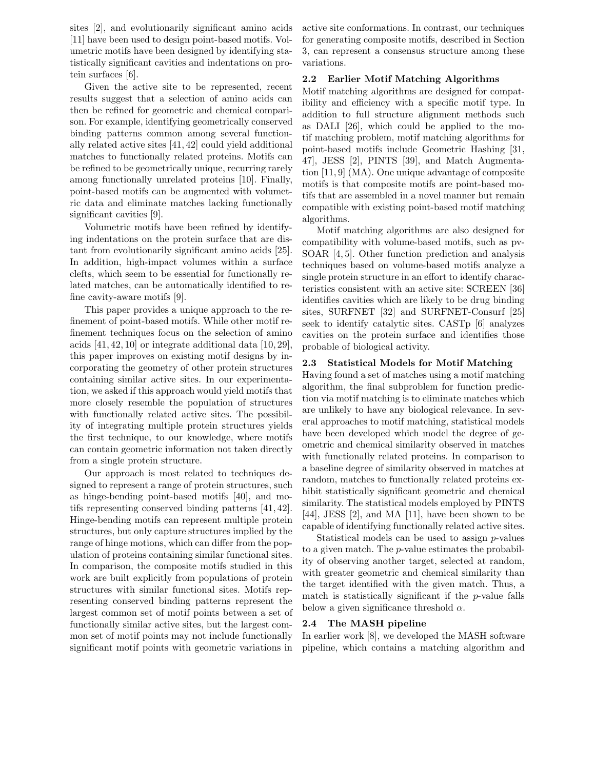sites [2], and evolutionarily significant amino acids [11] have been used to design point-based motifs. Volumetric motifs have been designed by identifying statistically significant cavities and indentations on protein surfaces [6].

Given the active site to be represented, recent results suggest that a selection of amino acids can then be refined for geometric and chemical comparison. For example, identifying geometrically conserved binding patterns common among several functionally related active sites [41, 42] could yield additional matches to functionally related proteins. Motifs can be refined to be geometrically unique, recurring rarely among functionally unrelated proteins [10]. Finally, point-based motifs can be augmented with volumetric data and eliminate matches lacking functionally significant cavities [9].

Volumetric motifs have been refined by identifying indentations on the protein surface that are distant from evolutionarily significant amino acids [25]. In addition, high-impact volumes within a surface clefts, which seem to be essential for functionally related matches, can be automatically identified to refine cavity-aware motifs [9].

This paper provides a unique approach to the refinement of point-based motifs. While other motif refinement techniques focus on the selection of amino acids [41, 42, 10] or integrate additional data [10, 29], this paper improves on existing motif designs by incorporating the geometry of other protein structures containing similar active sites. In our experimentation, we asked if this approach would yield motifs that more closely resemble the population of structures with functionally related active sites. The possibility of integrating multiple protein structures yields the first technique, to our knowledge, where motifs can contain geometric information not taken directly from a single protein structure.

Our approach is most related to techniques designed to represent a range of protein structures, such as hinge-bending point-based motifs [40], and motifs representing conserved binding patterns [41, 42]. Hinge-bending motifs can represent multiple protein structures, but only capture structures implied by the range of hinge motions, which can differ from the population of proteins containing similar functional sites. In comparison, the composite motifs studied in this work are built explicitly from populations of protein structures with similar functional sites. Motifs representing conserved binding patterns represent the largest common set of motif points between a set of functionally similar active sites, but the largest common set of motif points may not include functionally significant motif points with geometric variations in active site conformations. In contrast, our techniques for generating composite motifs, described in Section 3, can represent a consensus structure among these variations.

### 2.2 Earlier Motif Matching Algorithms

Motif matching algorithms are designed for compatibility and efficiency with a specific motif type. In addition to full structure alignment methods such as DALI [26], which could be applied to the motif matching problem, motif matching algorithms for point-based motifs include Geometric Hashing [31, 47], JESS [2], PINTS [39], and Match Augmentation [11, 9] (MA). One unique advantage of composite motifs is that composite motifs are point-based motifs that are assembled in a novel manner but remain compatible with existing point-based motif matching algorithms.

Motif matching algorithms are also designed for compatibility with volume-based motifs, such as pvSOAR [4, 5]. Other function prediction and analysis techniques based on volume-based motifs analyze a single protein structure in an effort to identify characteristics consistent with an active site: SCREEN [36] identifies cavities which are likely to be drug binding sites, SURFNET [32] and SURFNET-Consurf [25] seek to identify catalytic sites. CASTp [6] analyzes cavities on the protein surface and identifies those probable of biological activity.

### 2.3 Statistical Models for Motif Matching

Having found a set of matches using a motif matching algorithm, the final subproblem for function prediction via motif matching is to eliminate matches which are unlikely to have any biological relevance. In several approaches to motif matching, statistical models have been developed which model the degree of geometric and chemical similarity observed in matches with functionally related proteins. In comparison to a baseline degree of similarity observed in matches at random, matches to functionally related proteins exhibit statistically significant geometric and chemical similarity. The statistical models employed by PINTS [44], JESS [2], and MA [11], have been shown to be capable of identifying functionally related active sites.

Statistical models can be used to assign $p$-values to a given match. The $p$-value estimates the probability of observing another target, selected at random, with greater geometric and chemical similarity than the target identified with the given match. Thus, a match is statistically significant if the $p$-value falls below a given significance threshold $\alpha$.

### 2.4 The MASH pipeline

In earlier work [8], we developed the MASH software pipeline, which contains a matching algorithm and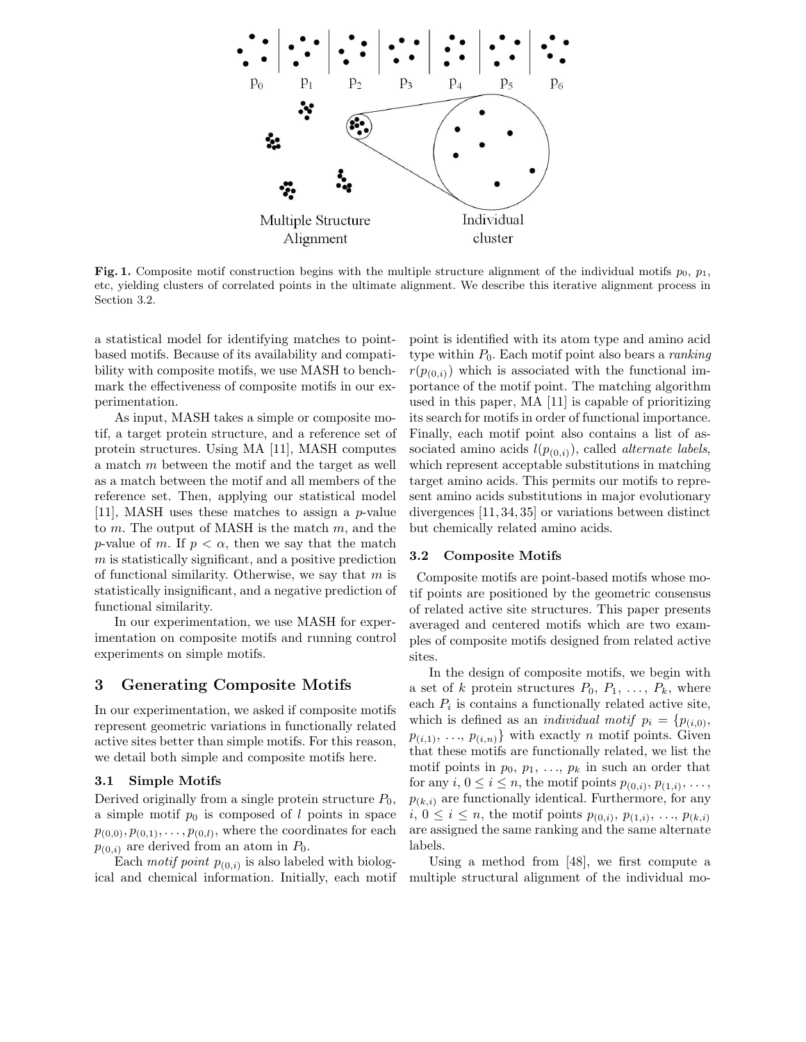**Fig. 1.** Composite motif construction begins with the multiple structure alignment of the individual motifs $p_0$, $p_1$, etc, yielding clusters of correlated points in the ultimate alignment. We describe this iterative alignment process in Section 3.2.

a statistical model for identifying matches to point-based motifs. Because of its availability and compatibility with composite motifs, we use MASH to benchmark the effectiveness of composite motifs in our experimentation.

As input, MASH takes a simple or composite motif, a target protein structure, and a reference set of protein structures. Using MA [11], MASH computes a match $m$ between the motif and the target as well as a match between the motif and all members of the reference set. Then, applying our statistical model [11], MASH uses these matches to assign a $p$-value to $m$. The output of MASH is the match $m$, and the $p$-value of $m$. If $p < \alpha$, then we say that the match $m$ is statistically significant, and a positive prediction of functional similarity. Otherwise, we say that $m$ is statistically insignificant, and a negative prediction of functional similarity.

In our experimentation, we use MASH for experimentation on composite motifs and running control experiments on simple motifs.

# 3 Generating Composite Motifs

In our experimentation, we asked if composite motifs represent geometric variations in functionally related active sites better than simple motifs. For this reason, we detail both simple and composite motifs here.

## 3.1 Simple Motifs

Derived originally from a single protein structure $P_0$, a simple motif $p_0$ is composed of $l$ points in space $p_{(0,0)}, p_{(0,1)}, \ldots, p_{(0,l)}$, where the coordinates for each $p_{(0,i)}$ are derived from an atom in $P_0$.

Each *motif point* $p_{(0,i)}$ is also labeled with biological and chemical information. Initially, each motif point is identified with its atom type and amino acid type within $P_0$. Each motif point also bears a *ranking* $r(p_{(0,i)})$ which is associated with the functional importance of the motif point. The matching algorithm used in this paper, MA [11] is capable of prioritizing its search for motifs in order of functional importance. Finally, each motif point also contains a list of associated amino acids $l(p_{(0,i)})$, called *alternate labels*, which represent acceptable substitutions in matching target amino acids. This permits our motifs to represent amino acids substitutions in major evolutionary divergences [11, 34, 35] or variations between distinct but chemically related amino acids.

## 3.2 Composite Motifs

Composite motifs are point-based motifs whose motif points are positioned by the geometric consensus of related active site structures. This paper presents averaged and centered motifs which are two examples of composite motifs designed from related active sites.

In the design of composite motifs, we begin with a set of $k$ protein structures $P_0$, $P_1$, ..., $P_k$, where each $P_i$ is contains a functionally related active site, which is defined as an *individual motif* $p_i = \{p_{(i,0)}, p_{(i,1)}, \ldots, p_{(i,n)}\}$ with exactly $n$ motif points. Given that these motifs are functionally related, we list the motif points in $p_0$, $p_1$, ..., $p_k$ in such an order that for any $i$, $0 \leq i \leq n$, the motif points $p_{(0,i)}, p_{(1,i)}, \ldots, p_{(k,i)}$ are functionally identical. Furthermore, for any $i$, $0 \leq i \leq n$, the motif points $p_{(0,i)}, p_{(1,i)}, \ldots, p_{(k,i)}$ are assigned the same ranking and the same alternate labels.

Using a method from [48], we first compute a multiple structural alignment of the individual mo-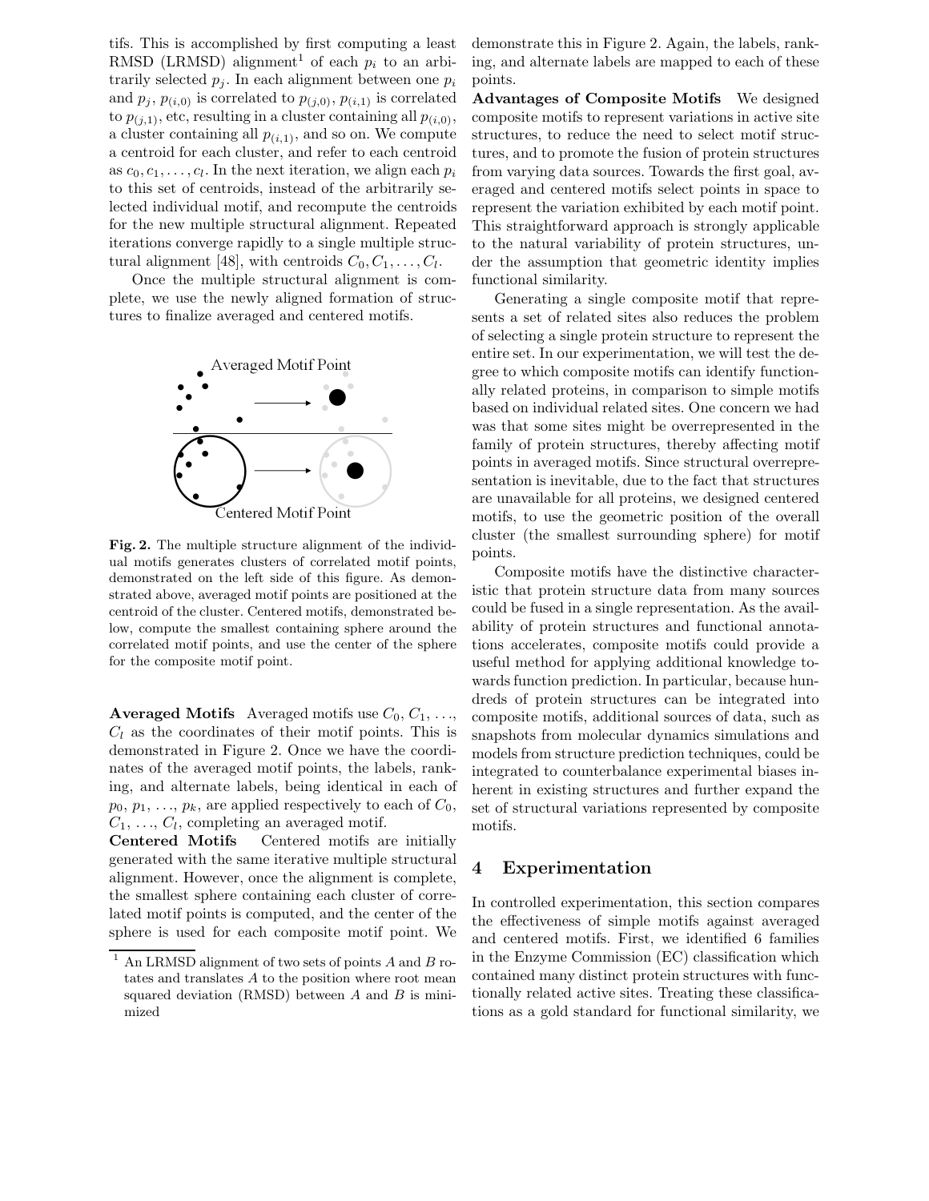tifs. This is accomplished by first computing a least RMSD (LRMSD) alignment[1] of each $p_i$ to an arbitrarily selected $p_j$. In each alignment between one $p_i$ and $p_j$, $p_{(i,0)}$ is correlated to $p_{(j,0)}$, $p_{(i,1)}$ is correlated to $p_{(j,1)}$, etc, resulting in a cluster containing all $p_{(i,0)}$, a cluster containing all $p_{(i,1)}$, and so on. We compute a centroid for each cluster, and refer to each centroid as $c_0, c_1, \ldots, c_l$. In the next iteration, we align each $p_i$ to this set of centroids, instead of the arbitrarily selected individual motif, and recompute the centroids for the new multiple structural alignment. Repeated iterations converge rapidly to a single multiple structural alignment [48], with centroids $C_0, C_1, \ldots, C_l$.

Once the multiple structural alignment is complete, we use the newly aligned formation of structures to finalize averaged and centered motifs.

Averaged Motif Point

Centered Motif Point

**Fig. 2.** The multiple structure alignment of the individual motifs generates clusters of correlated motif points, demonstrated on the left side of this figure. As demonstrated above, averaged motif points are positioned at the centroid of the cluster. Centered motifs, demonstrated below, compute the smallest containing sphere around the correlated motif points, and use the center of the sphere for the composite motif point.

**Averaged Motifs** Averaged motifs use $C_0$, $C_1$, ..., $C_l$ as the coordinates of their motif points. This is demonstrated in Figure 2. Once we have the coordinates of the averaged motif points, the labels, ranking, and alternate labels, being identical in each of $p_0$, $p_1$, ..., $p_k$, are applied respectively to each of $C_0$, $C_1$, ..., $C_l$, completing an averaged motif.

**Centered Motifs** Centered motifs are initially generated with the same iterative multiple structural alignment. However, once the alignment is complete, the smallest sphere containing each cluster of correlated motif points is computed, and the center of the sphere is used for each composite motif point. We demonstrate this in Figure 2. Again, the labels, ranking, and alternate labels are mapped to each of these points.

**Advantages of Composite Motifs** We designed composite motifs to represent variations in active site structures, to reduce the need to select motif structures, and to promote the fusion of protein structures from varying data sources. Towards the first goal, averaged and centered motifs select points in space to represent the variation exhibited by each motif point. This straightforward approach is strongly applicable to the natural variability of protein structures, under the assumption that geometric identity implies functional similarity.

Generating a single composite motif that represents a set of related sites also reduces the problem of selecting a single protein structure to represent the entire set. In our experimentation, we will test the degree to which composite motifs can identify functionally related proteins, in comparison to simple motifs based on individual related sites. One concern we had was that some sites might be overrepresented in the family of protein structures, thereby affecting motif points in averaged motifs. Since structural overrepresentation is inevitable, due to the fact that structures are unavailable for all proteins, we designed centered motifs, to use the geometric position of the overall cluster (the smallest surrounding sphere) for motif points.

Composite motifs have the distinctive characteristic that protein structure data from many sources could be fused in a single representation. As the availability of protein structures and functional annotations accelerates, composite motifs could provide a useful method for applying additional knowledge towards function prediction. In particular, because hundreds of protein structures can be integrated into composite motifs, additional sources of data, such as snapshots from molecular dynamics simulations and models from structure prediction techniques, could be integrated to counterbalance experimental biases inherent in existing structures and further expand the set of structural variations represented by composite motifs.

## 4 Experimentation

In controlled experimentation, this section compares the effectiveness of simple motifs against averaged and centered motifs. First, we identified 6 families in the Enzyme Commission (EC) classification which contained many distinct protein structures with functionally related active sites. Treating these classifications as a gold standard for functional similarity, we

[1] An LRMSD alignment of two sets of points $A$ and $B$ rotates and translates $A$ to the position where root mean squared deviation (RMSD) between $A$ and $B$ is minimized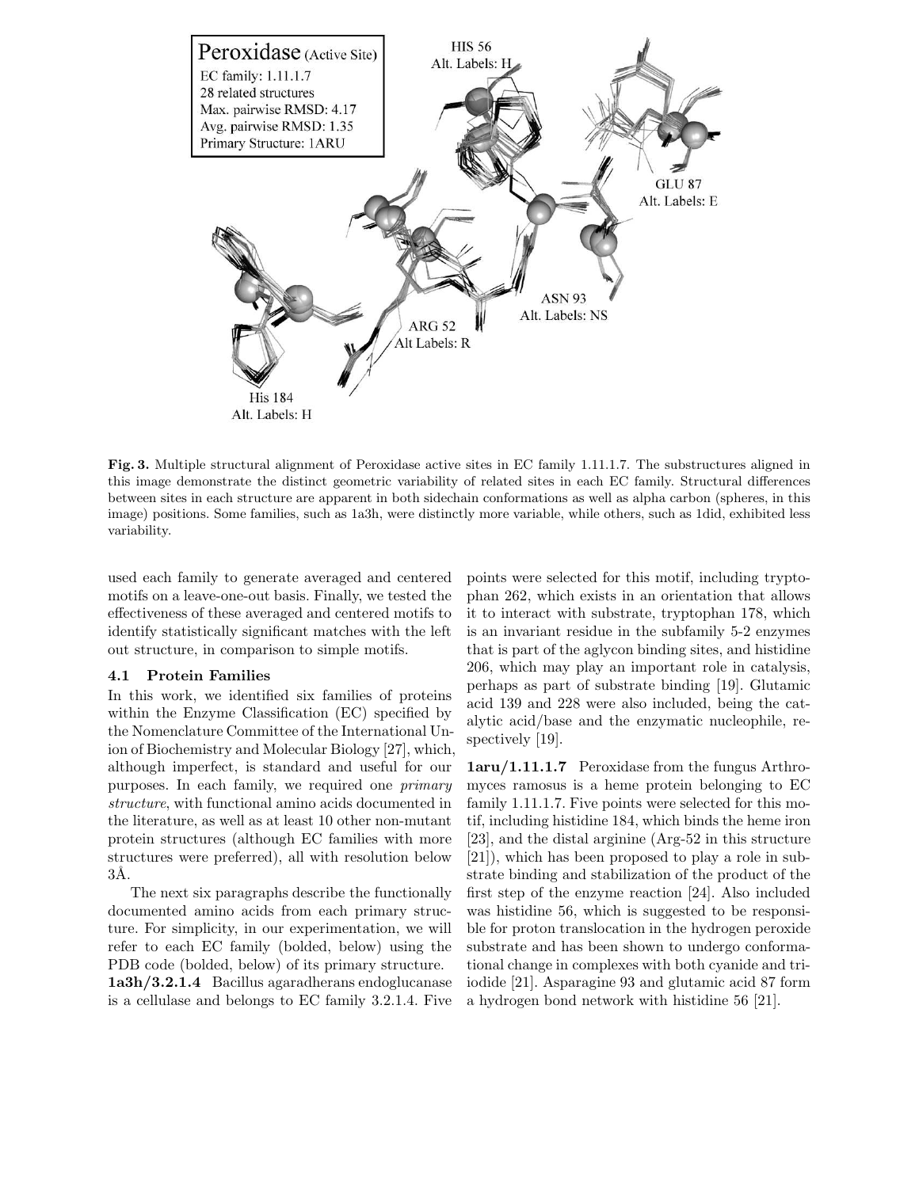Fig. 3. Multiple structural alignment of Peroxidase active sites in EC family 1.11.1.7. The substructures aligned in this image demonstrate the distinct geometric variability of related sites in each EC family. Structural differences between sites in each structure are apparent in both sidechain conformations as well as alpha carbon (spheres, in this image) positions. Some families, such as 1a3h, were distinctly more variable, while others, such as 1did, exhibited less variability.

used each family to generate averaged and centered motifs on a leave-one-out basis. Finally, we tested the effectiveness of these averaged and centered motifs to identify statistically significant matches with the left out structure, in comparison to simple motifs.

### 4.1 Protein Families

In this work, we identified six families of proteins within the Enzyme Classification (EC) specified by the Nomenclature Committee of the International Union of Biochemistry and Molecular Biology [27], which, although imperfect, is standard and useful for our purposes. In each family, we required one *primary structure*, with functional amino acids documented in the literature, as well as at least 10 other non-mutant protein structures (although EC families with more structures were preferred), all with resolution below 3Å.

The next six paragraphs describe the functionally documented amino acids from each primary structure. For simplicity, in our experimentation, we will refer to each EC family (bolded, below) using the PDB code (bolded, below) of its primary structure.

**1a3h/3.2.1.4** Bacillus agaradherans endoglucanase is a cellulase and belongs to EC family 3.2.1.4. Five points were selected for this motif, including tryptophan 262, which exists in an orientation that allows it to interact with substrate, tryptophan 178, which is an invariant residue in the subfamily 5-2 enzymes that is part of the aglycon binding sites, and histidine 206, which may play an important role in catalysis, perhaps as part of substrate binding [19]. Glutamic acid 139 and 228 were also included, being the catalytic acid/base and the enzymatic nucleophile, respectively [19].

**1aru/1.11.1.7** Peroxidase from the fungus Arthromyces ramosus is a heme protein belonging to EC family 1.11.1.7. Five points were selected for this motif, including histidine 184, which binds the heme iron [23], and the distal arginine (Arg-52 in this structure [21]), which has been proposed to play a role in substrate binding and stabilization of the product of the first step of the enzyme reaction [24]. Also included was histidine 56, which is suggested to be responsible for proton translocation in the hydrogen peroxide substrate and has been shown to undergo conformational change in complexes with both cyanide and triiodide [21]. Asparagine 93 and glutamic acid 87 form a hydrogen bond network with histidine 56 [21].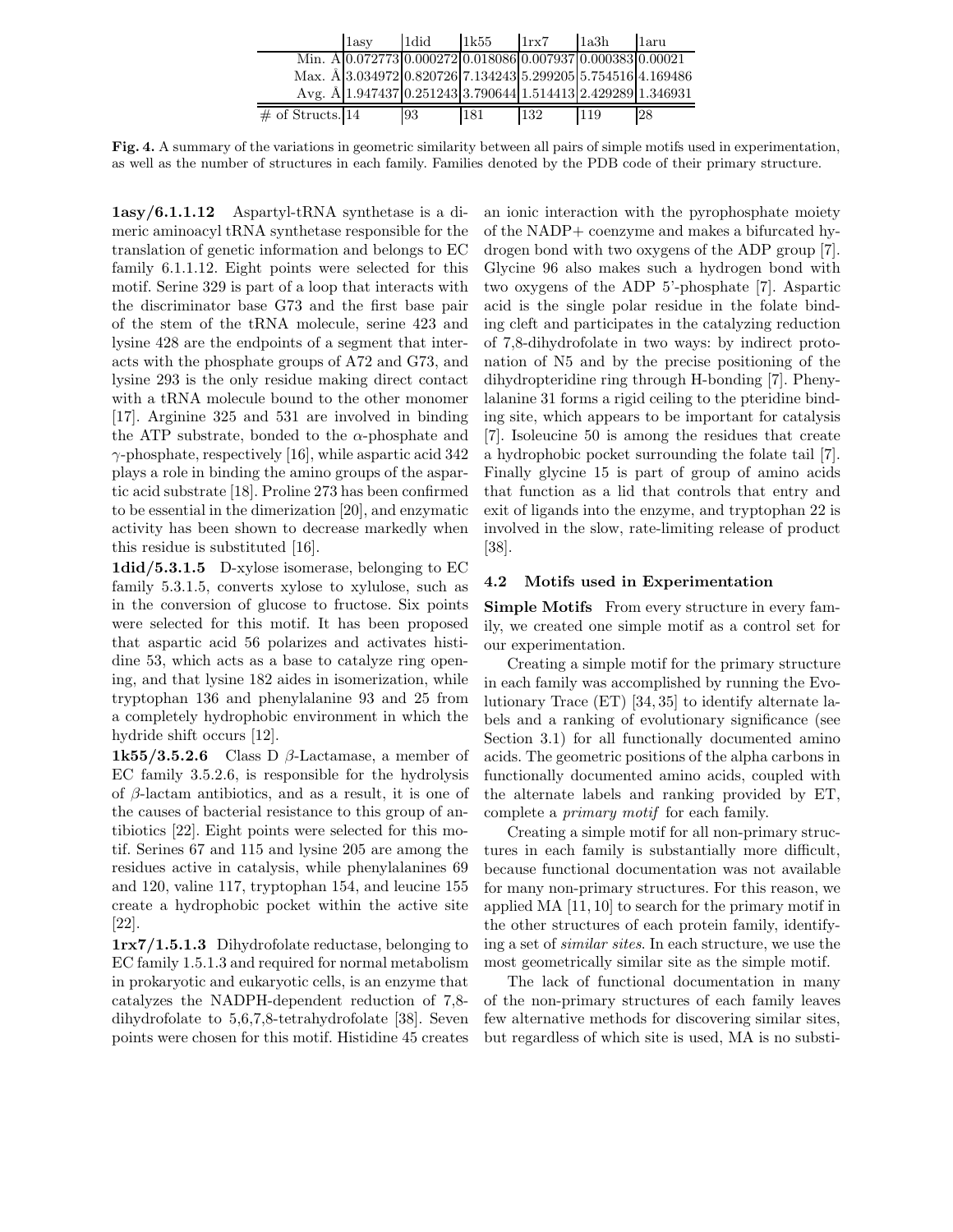| | 1asy | 1did | 1k55 | 1rx7 | 1a3h | 1aru |
|---|---|---|---|---|---|---|
| Min. Å | 0.072773 | 0.000272 | 0.018086 | 0.007937 | 0.000383 | 0.00021 |
| Max. Å | 3.034972 | 0.820726 | 7.134243 | 5.299205 | 5.754516 | 4.169486 |
| Avg. Å | 1.947437 | 0.251243 | 3.790644 | 1.514413 | 2.429289 | 1.346931 |
| # of Structs. | 14 | 93 | 181 | 132 | 119 | 28 |

**Fig. 4.** A summary of the variations in geometric similarity between all pairs of simple motifs used in experimentation, as well as the number of structures in each family. Families denoted by the PDB code of their primary structure.

**1asy/6.1.1.12** Aspartyl-tRNA synthetase is a dimeric aminoacyl tRNA synthetase responsible for the translation of genetic information and belongs to EC family 6.1.1.12. Eight points were selected for this motif. Serine 329 is part of a loop that interacts with the discriminator base G73 and the first base pair of the stem of the tRNA molecule, serine 423 and lysine 428 are the endpoints of a segment that interacts with the phosphate groups of A72 and G73, and lysine 293 is the only residue making direct contact with a tRNA molecule bound to the other monomer [17]. Arginine 325 and 531 are involved in binding the ATP substrate, bonded to the $\alpha$-phosphate and $\gamma$-phosphate, respectively [16], while aspartic acid 342 plays a role in binding the amino groups of the aspartic acid substrate [18]. Proline 273 has been confirmed to be essential in the dimerization [20], and enzymatic activity has been shown to decrease markedly when this residue is substituted [16].

**1did/5.3.1.5** D-xylose isomerase, belonging to EC family 5.3.1.5, converts xylose to xylulose, such as in the conversion of glucose to fructose. Six points were selected for this motif. It has been proposed that aspartic acid 56 polarizes and activates histidine 53, which acts as a base to catalyze ring opening, and that lysine 182 aides in isomerization, while tryptophan 136 and phenylalanine 93 and 25 from a completely hydrophobic environment in which the hydride shift occurs [12].

**1k55/3.5.2.6** Class D $\beta$-Lactamase, a member of EC family 3.5.2.6, is responsible for the hydrolysis of $\beta$-lactam antibiotics, and as a result, it is one of the causes of bacterial resistance to this group of antibiotics [22]. Eight points were selected for this motif. Serines 67 and 115 and lysine 205 are among the residues active in catalysis, while phenylalanines 69 and 120, valine 117, tryptophan 154, and leucine 155 create a hydrophobic pocket within the active site [22].

**1rx7/1.5.1.3** Dihydrofolate reductase, belonging to EC family 1.5.1.3 and required for normal metabolism in prokaryotic and eukaryotic cells, is an enzyme that catalyzes the NADPH-dependent reduction of 7,8-dihydrofolate to 5,6,7,8-tetrahydrofolate [38]. Seven points were chosen for this motif. Histidine 45 creates an ionic interaction with the pyrophosphate moiety of the NADP+ coenzyme and makes a bifurcated hydrogen bond with two oxygens of the ADP group [7]. Glycine 96 also makes such a hydrogen bond with two oxygens of the ADP 5'-phosphate [7]. Aspartic acid is the single polar residue in the folate binding cleft and participates in the catalyzing reduction of 7,8-dihydrofolate in two ways: by indirect protonation of N5 and by the precise positioning of the dihydropteridine ring through H-bonding [7]. Phenylalanine 31 forms a rigid ceiling to the pteridine binding site, which appears to be important for catalysis [7]. Isoleucine 50 is among the residues that create a hydrophobic pocket surrounding the folate tail [7]. Finally glycine 15 is part of group of amino acids that function as a lid that controls that entry and exit of ligands into the enzyme, and tryptophan 22 is involved in the slow, rate-limiting release of product [38].

### 4.2 Motifs used in Experimentation

**Simple Motifs** From every structure in every family, we created one simple motif as a control set for our experimentation.

Creating a simple motif for the primary structure in each family was accomplished by running the Evolutionary Trace (ET) [34, 35] to identify alternate labels and a ranking of evolutionary significance (see Section 3.1) for all functionally documented amino acids. The geometric positions of the alpha carbons in functionally documented amino acids, coupled with the alternate labels and ranking provided by ET, complete a *primary motif* for each family.

Creating a simple motif for all non-primary structures in each family is substantially more difficult, because functional documentation was not available for many non-primary structures. For this reason, we applied MA [11, 10] to search for the primary motif in the other structures of each protein family, identifying a set of *similar sites*. In each structure, we use the most geometrically similar site as the simple motif.

The lack of functional documentation in many of the non-primary structures of each family leaves few alternative methods for discovering similar sites, but regardless of which site is used, MA is no substi-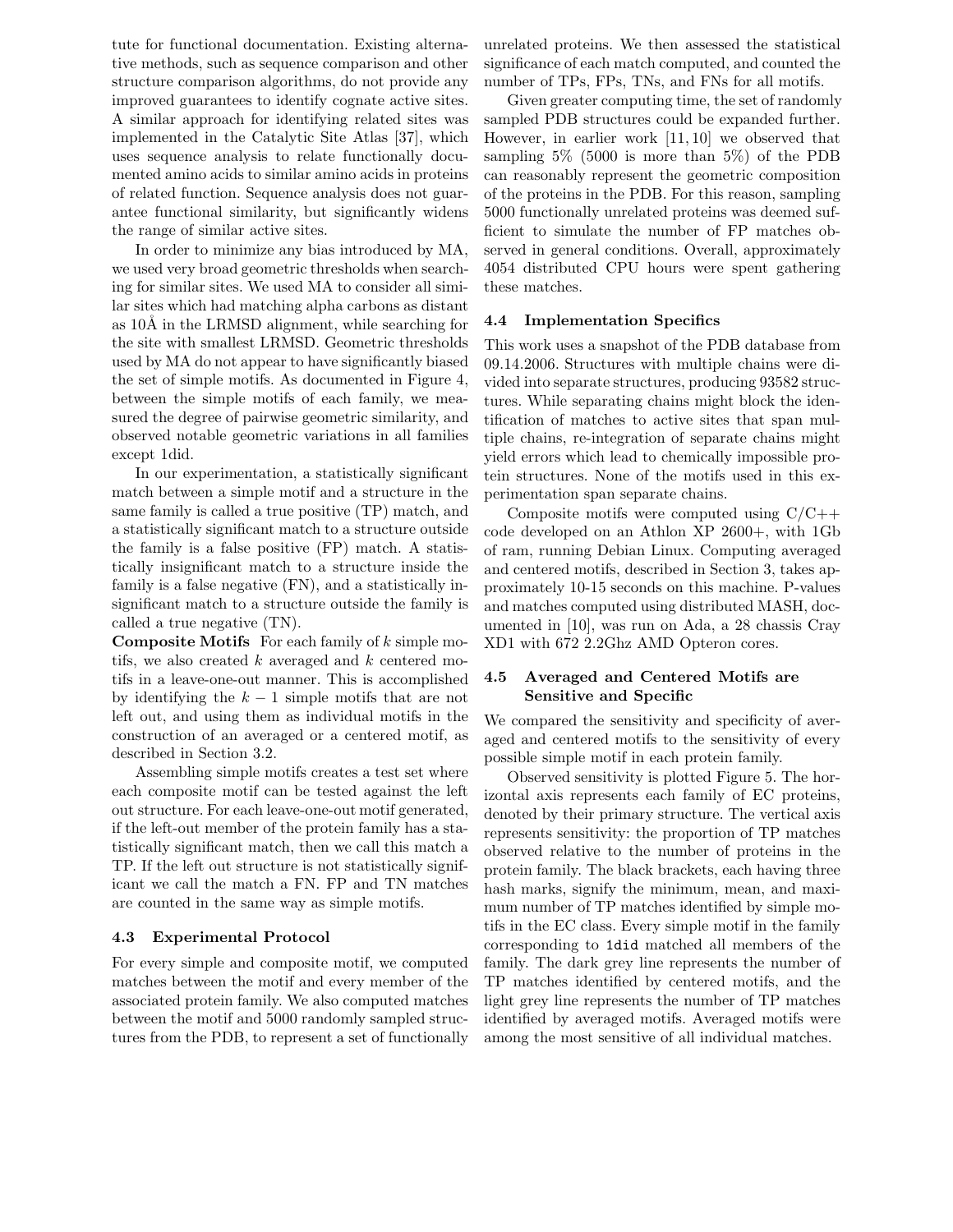tute for functional documentation. Existing alternative methods, such as sequence comparison and other structure comparison algorithms, do not provide any improved guarantees to identify cognate active sites. A similar approach for identifying related sites was implemented in the Catalytic Site Atlas [37], which uses sequence analysis to relate functionally documented amino acids to similar amino acids in proteins of related function. Sequence analysis does not guarantee functional similarity, but significantly widens the range of similar active sites.

In order to minimize any bias introduced by MA, we used very broad geometric thresholds when searching for similar sites. We used MA to consider all similar sites which had matching alpha carbons as distant as 10Å in the LRMSD alignment, while searching for the site with smallest LRMSD. Geometric thresholds used by MA do not appear to have significantly biased the set of simple motifs. As documented in Figure 4, between the simple motifs of each family, we measured the degree of pairwise geometric similarity, and observed notable geometric variations in all families except 1did.

In our experimentation, a statistically significant match between a simple motif and a structure in the same family is called a true positive (TP) match, and a statistically significant match to a structure outside the family is a false positive (FP) match. A statistically insignificant match to a structure inside the family is a false negative (FN), and a statistically insignificant match to a structure outside the family is called a true negative (TN).

**Composite Motifs** For each family of $k$ simple motifs, we also created $k$ averaged and $k$ centered motifs in a leave-one-out manner. This is accomplished by identifying the $k-1$ simple motifs that are not left out, and using them as individual motifs in the construction of an averaged or a centered motif, as described in Section 3.2.

Assembling simple motifs creates a test set where each composite motif can be tested against the left out structure. For each leave-one-out motif generated, if the left-out member of the protein family has a statistically significant match, then we call this match a TP. If the left out structure is not statistically significant we call the match a FN. FP and TN matches are counted in the same way as simple motifs.

### 4.3 Experimental Protocol

For every simple and composite motif, we computed matches between the motif and every member of the associated protein family. We also computed matches between the motif and 5000 randomly sampled structures from the PDB, to represent a set of functionally unrelated proteins. We then assessed the statistical significance of each match computed, and counted the number of TPs, FPs, TNs, and FNs for all motifs.

Given greater computing time, the set of randomly sampled PDB structures could be expanded further. However, in earlier work [11, 10] we observed that sampling 5% (5000 is more than 5%) of the PDB can reasonably represent the geometric composition of the proteins in the PDB. For this reason, sampling 5000 functionally unrelated proteins was deemed sufficient to simulate the number of FP matches observed in general conditions. Overall, approximately 4054 distributed CPU hours were spent gathering these matches.

### 4.4 Implementation Specifics

This work uses a snapshot of the PDB database from 09.14.2006. Structures with multiple chains were divided into separate structures, producing 93582 structures. While separating chains might block the identification of matches to active sites that span multiple chains, re-integration of separate chains might yield errors which lead to chemically impossible protein structures. None of the motifs used in this experimentation span separate chains.

Composite motifs were computed using C/C++ code developed on an Athlon XP 2600+, with 1Gb of ram, running Debian Linux. Computing averaged and centered motifs, described in Section 3, takes approximately 10-15 seconds on this machine. P-values and matches computed using distributed MASH, documented in [10], was run on Ada, a 28 chassis Cray XD1 with 672 2.2Ghz AMD Opteron cores.

### 4.5 Averaged and Centered Motifs are Sensitive and Specific

We compared the sensitivity and specificity of averaged and centered motifs to the sensitivity of every possible simple motif in each protein family.

Observed sensitivity is plotted Figure 5. The horizontal axis represents each family of EC proteins, denoted by their primary structure. The vertical axis represents sensitivity: the proportion of TP matches observed relative to the number of proteins in the protein family. The black brackets, each having three hash marks, signify the minimum, mean, and maximum number of TP matches identified by simple motifs in the EC class. Every simple motif in the family corresponding to `1did` matched all members of the family. The dark grey line represents the number of TP matches identified by centered motifs, and the light grey line represents the number of TP matches identified by averaged motifs. Averaged motifs were among the most sensitive of all individual matches.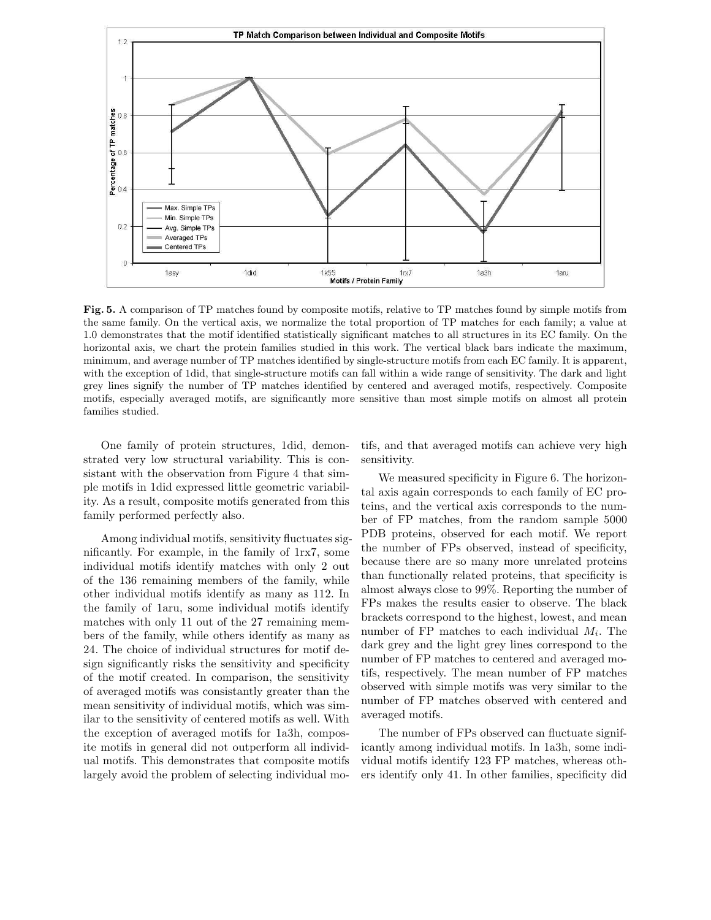**Fig. 5.** A comparison of TP matches found by composite motifs, relative to TP matches found by simple motifs from the same family. On the vertical axis, we normalize the total proportion of TP matches for each family; a value at 1.0 demonstrates that the motif identified statistically significant matches to all structures in its EC family. On the horizontal axis, we chart the protein families studied in this work. The vertical black bars indicate the maximum, minimum, and average number of TP matches identified by single-structure motifs from each EC family. It is apparent, with the exception of 1did, that single-structure motifs can fall within a wide range of sensitivity. The dark and light grey lines signify the number of TP matches identified by centered and averaged motifs, respectively. Composite motifs, especially averaged motifs, are significantly more sensitive than most simple motifs on almost all protein families studied.

One family of protein structures, 1did, demonstrated very low structural variability. This is consistant with the observation from Figure 4 that simple motifs in 1did expressed little geometric variability. As a result, composite motifs generated from this family performed perfectly also.

Among individual motifs, sensitivity fluctuates significantly. For example, in the family of 1rx7, some individual motifs identify matches with only 2 out of the 136 remaining members of the family, while other individual motifs identify as many as 112. In the family of 1aru, some individual motifs identify matches with only 11 out of the 27 remaining members of the family, while others identify as many as 24. The choice of individual structures for motif design significantly risks the sensitivity and specificity of the motif created. In comparison, the sensitivity of averaged motifs was consistantly greater than the mean sensitivity of individual motifs, which was similar to the sensitivity of centered motifs as well. With the exception of averaged motifs for 1a3h, composite motifs in general did not outperform all individual motifs. This demonstrates that composite motifs largely avoid the problem of selecting individual motifs, and that averaged motifs can achieve very high sensitivity.

We measured specificity in Figure 6. The horizontal axis again corresponds to each family of EC proteins, and the vertical axis corresponds to the number of FP matches, from the random sample 5000 PDB proteins, observed for each motif. We report the number of FPs observed, instead of specificity, because there are so many more unrelated proteins than functionally related proteins, that specificity is almost always close to 99%. Reporting the number of FPs makes the results easier to observe. The black brackets correspond to the highest, lowest, and mean number of FP matches to each individual $M_i$. The dark grey and the light grey lines correspond to the number of FP matches to centered and averaged motifs, respectively. The mean number of FP matches observed with simple motifs was very similar to the number of FP matches observed with centered and averaged motifs.

The number of FPs observed can fluctuate significantly among individual motifs. In 1a3h, some individual motifs identify 123 FP matches, whereas others identify only 41. In other families, specificity did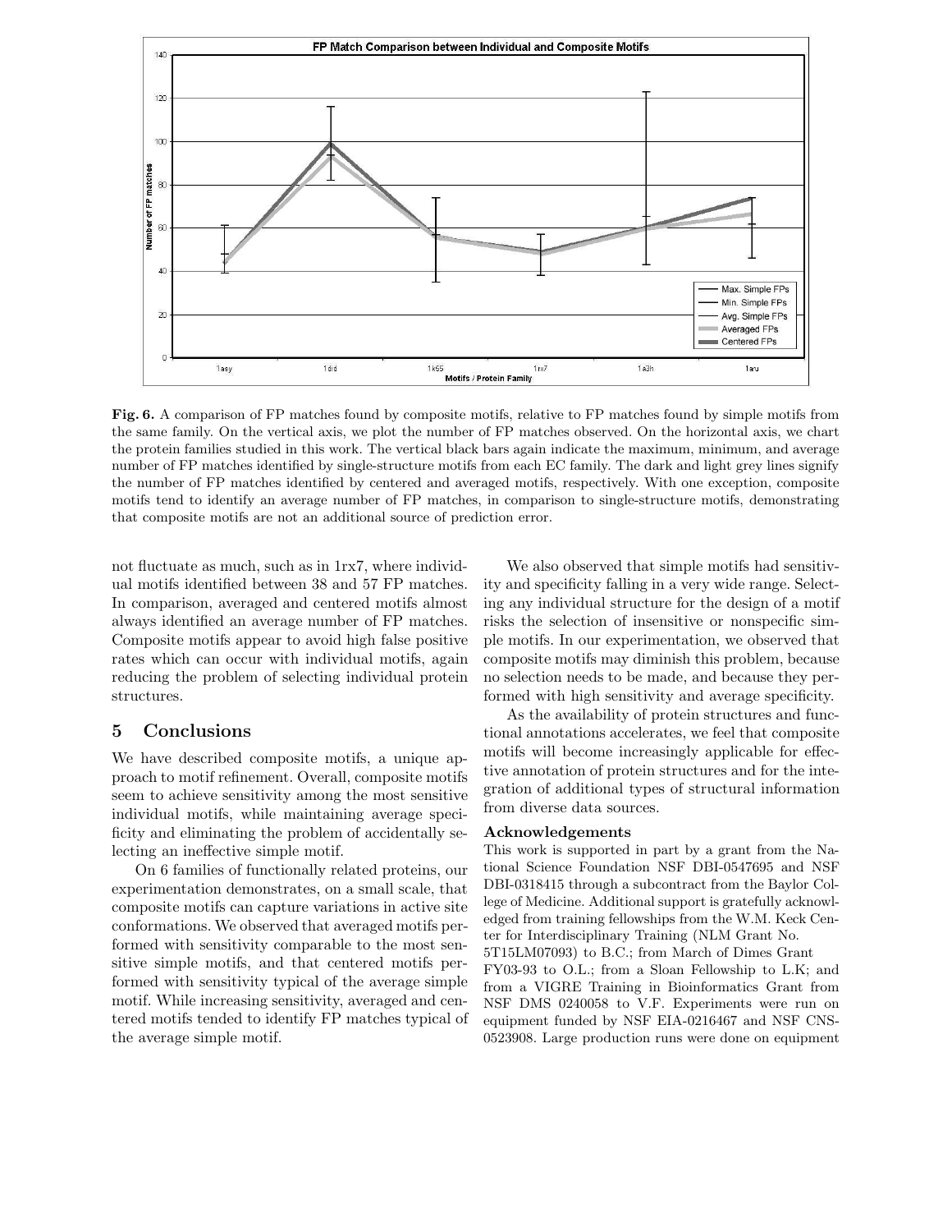**Fig. 6.** A comparison of FP matches found by composite motifs, relative to FP matches found by simple motifs from the same family. On the vertical axis, we plot the number of FP matches observed. On the horizontal axis, we chart the protein families studied in this work. The vertical black bars again indicate the maximum, minimum, and average number of FP matches identified by single-structure motifs from each EC family. The dark and light grey lines signify the number of FP matches identified by centered and averaged motifs, respectively. With one exception, composite motifs tend to identify an average number of FP matches, in comparison to single-structure motifs, demonstrating that composite motifs are not an additional source of prediction error.

not fluctuate as much, such as in 1rx7, where individual motifs identified between 38 and 57 FP matches. In comparison, averaged and centered motifs almost always identified an average number of FP matches. Composite motifs appear to avoid high false positive rates which can occur with individual motifs, again reducing the problem of selecting individual protein structures.

## 5 Conclusions

We have described composite motifs, a unique approach to motif refinement. Overall, composite motifs seem to achieve sensitivity among the most sensitive individual motifs, while maintaining average specificity and eliminating the problem of accidentally selecting an ineffective simple motif.

On 6 families of functionally related proteins, our experimentation demonstrates, on a small scale, that composite motifs can capture variations in active site conformations. We observed that averaged motifs performed with sensitivity comparable to the most sensitive simple motifs, and that centered motifs performed with sensitivity typical of the average simple motif. While increasing sensitivity, averaged and centered motifs tended to identify FP matches typical of the average simple motif.

We also observed that simple motifs had sensitivity and specificity falling in a very wide range. Selecting any individual structure for the design of a motif risks the selection of insensitive or nonspecific simple motifs. In our experimentation, we observed that composite motifs may diminish this problem, because no selection needs to be made, and because they performed with high sensitivity and average specificity.

As the availability of protein structures and functional annotations accelerates, we feel that composite motifs will become increasingly applicable for effective annotation of protein structures and for the integration of additional types of structural information from diverse data sources.

### Acknowledgements

This work is supported in part by a grant from the National Science Foundation NSF DBI-0547695 and NSF DBI-0318415 through a subcontract from the Baylor College of Medicine. Additional support is gratefully acknowledged from training fellowships from the W.M. Keck Center for Interdisciplinary Training (NLM Grant No. 5T15LM07093) to B.C.; from March of Dimes Grant FY03-93 to O.L.; from a Sloan Fellowship to L.K; and from a VIGRE Training in Bioinformatics Grant from NSF DMS 0240058 to V.F. Experiments were run on equipment funded by NSF EIA-0216467 and NSF CNS-0523908. Large production runs were done on equipment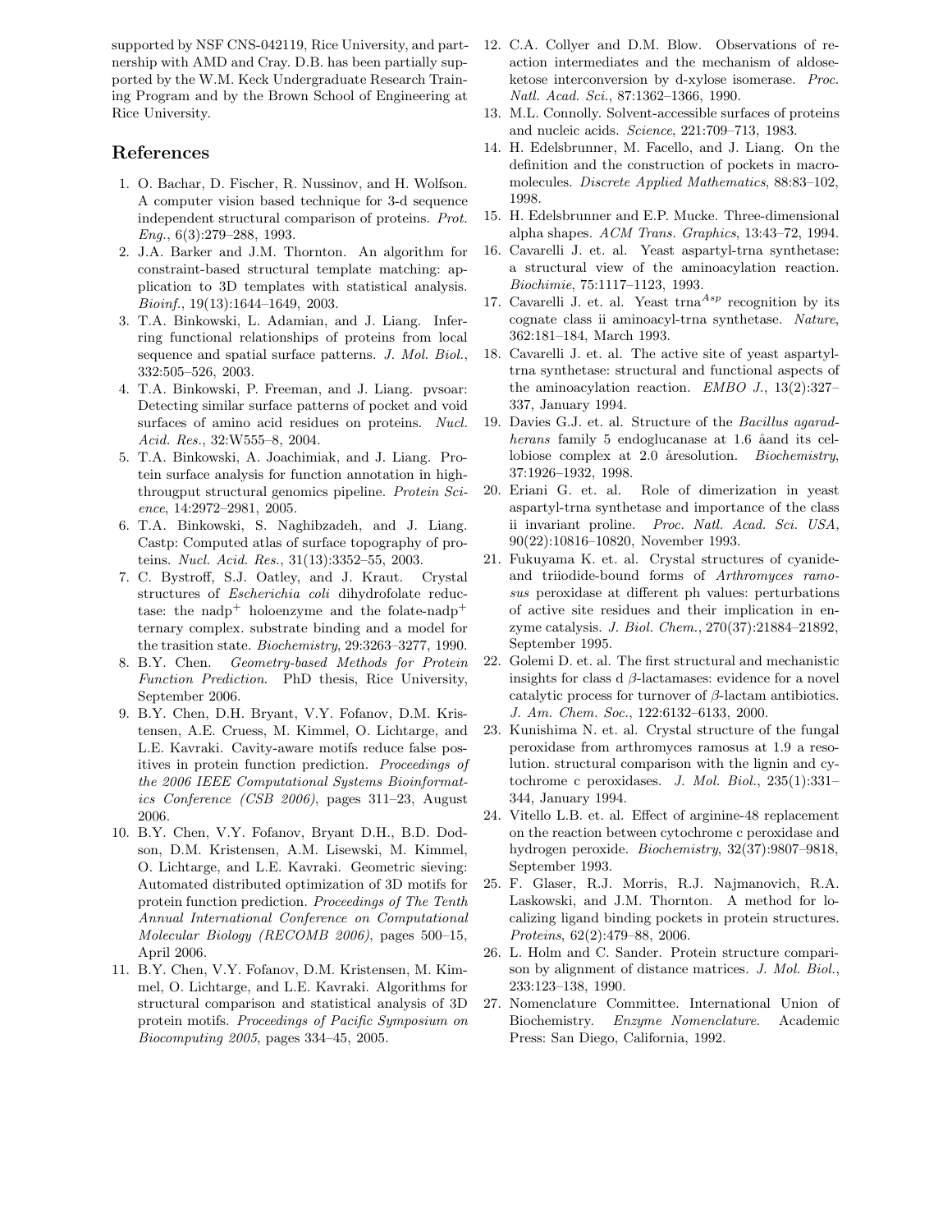supported by NSF CNS-042119, Rice University, and partnership with AMD and Cray. D.B. has been partially supported by the W.M. Keck Undergraduate Research Training Program and by the Brown School of Engineering at Rice University.

## References

1. O. Bachar, D. Fischer, R. Nussinov, and H. Wolfson. A computer vision based technique for 3-d sequence independent structural comparison of proteins. *Prot. Eng.*, 6(3):279–288, 1993.
2. J.A. Barker and J.M. Thornton. An algorithm for constraint-based structural template matching: application to 3D templates with statistical analysis. *Bioinf.*, 19(13):1644–1649, 2003.
3. T.A. Binkowski, L. Adamian, and J. Liang. Inferring functional relationships of proteins from local sequence and spatial surface patterns. *J. Mol. Biol.*, 332:505–526, 2003.
4. T.A. Binkowski, P. Freeman, and J. Liang. pvsoar: Detecting similar surface patterns of pocket and void surfaces of amino acid residues on proteins. *Nucl. Acid. Res.*, 32:W555–8, 2004.
5. T.A. Binkowski, A. Joachimiak, and J. Liang. Protein surface analysis for function annotation in high-througput structural genomics pipeline. *Protein Science*, 14:2972–2981, 2005.
6. T.A. Binkowski, S. Naghibzadeh, and J. Liang. Castp: Computed atlas of surface topography of proteins. *Nucl. Acid. Res.*, 31(13):3352–55, 2003.
7. C. Bystroff, S.J. Oatley, and J. Kraut. Crystal structures of *Escherichia coli* dihydrofolate reductase: the nadp$^+$ holoenzyme and the folate-nadp$^+$ ternary complex. substrate binding and a model for the trasition state. *Biochemistry*, 29:3263–3277, 1990.
8. B.Y. Chen. *Geometry-based Methods for Protein Function Prediction*. PhD thesis, Rice University, September 2006.
9. B.Y. Chen, D.H. Bryant, V.Y. Fofanov, D.M. Kristensen, A.E. Cruess, M. Kimmel, O. Lichtarge, and L.E. Kavraki. Cavity-aware motifs reduce false positives in protein function prediction. *Proceedings of the 2006 IEEE Computational Systems Bioinformatics Conference (CSB 2006)*, pages 311–23, August 2006.
10. B.Y. Chen, V.Y. Fofanov, Bryant D.H., B.D. Dodson, D.M. Kristensen, A.M. Lisewski, M. Kimmel, O. Lichtarge, and L.E. Kavraki. Geometric sieving: Automated distributed optimization of 3D motifs for protein function prediction. *Proceedings of The Tenth Annual International Conference on Computational Molecular Biology (RECOMB 2006)*, pages 500–15, April 2006.
11. B.Y. Chen, V.Y. Fofanov, D.M. Kristensen, M. Kimmel, O. Lichtarge, and L.E. Kavraki. Algorithms for structural comparison and statistical analysis of 3D protein motifs. *Proceedings of Pacific Symposium on Biocomputing 2005*, pages 334–45, 2005.
12. C.A. Collyer and D.M. Blow. Observations of reaction intermediates and the mechanism of aldose-ketose interconversion by d-xylose isomerase. *Proc. Natl. Acad. Sci.*, 87:1362–1366, 1990.
13. M.L. Connolly. Solvent-accessible surfaces of proteins and nucleic acids. *Science*, 221:709–713, 1983.
14. H. Edelsbrunner, M. Facello, and J. Liang. On the definition and the construction of pockets in macromolecules. *Discrete Applied Mathematics*, 88:83–102, 1998.
15. H. Edelsbrunner and E.P. Mucke. Three-dimensional alpha shapes. *ACM Trans. Graphics*, 13:43–72, 1994.
16. Cavarelli J. et. al. Yeast aspartyl-trna synthetase: a structural view of the aminoacylation reaction. *Biochimie*, 75:1117–1123, 1993.
17. Cavarelli J. et. al. Yeast trna$^{Asp}$ recognition by its cognate class ii aminoacyl-trna synthetase. *Nature*, 362:181–184, March 1993.
18. Cavarelli J. et. al. The active site of yeast aspartyl-trna synthetase: structural and functional aspects of the aminoacylation reaction. *EMBO J.*, 13(2):327–337, January 1994.
19. Davies G.J. et. al. Structure of the *Bacillus agaradherans* family 5 endoglucanase at 1.6 åand its cellobiose complex at 2.0 åresolution. *Biochemistry*, 37:1926–1932, 1998.
20. Eriani G. et. al. Role of dimerization in yeast aspartyl-trna synthetase and importance of the class ii invariant proline. *Proc. Natl. Acad. Sci. USA*, 90(22):10816–10820, November 1993.
21. Fukuyama K. et. al. Crystal structures of cyanide- and triiodide-bound forms of *Arthromyces ramosus* peroxidase at different ph values: perturbations of active site residues and their implication in enzyme catalysis. *J. Biol. Chem.*, 270(37):21884–21892, September 1995.
22. Golemi D. et. al. The first structural and mechanistic insights for class d $\beta$-lactamases: evidence for a novel catalytic process for turnover of $\beta$-lactam antibiotics. *J. Am. Chem. Soc.*, 122:6132–6133, 2000.
23. Kunishima N. et. al. Crystal structure of the fungal peroxidase from arthromyces ramosus at 1.9 a resolution. structural comparison with the lignin and cytochrome c peroxidases. *J. Mol. Biol.*, 235(1):331–344, January 1994.
24. Vitello L.B. et. al. Effect of arginine-48 replacement on the reaction between cytochrome c peroxidase and hydrogen peroxide. *Biochemistry*, 32(37):9807–9818, September 1993.
25. F. Glaser, R.J. Morris, R.J. Najmanovich, R.A. Laskowski, and J.M. Thornton. A method for localizing ligand binding pockets in protein structures. *Proteins*, 62(2):479–88, 2006.
26. L. Holm and C. Sander. Protein structure comparison by alignment of distance matrices. *J. Mol. Biol.*, 233:123–138, 1990.
27. Nomenclature Committee. International Union of Biochemistry. *Enzyme Nomenclature*. Academic Press: San Diego, California, 1992.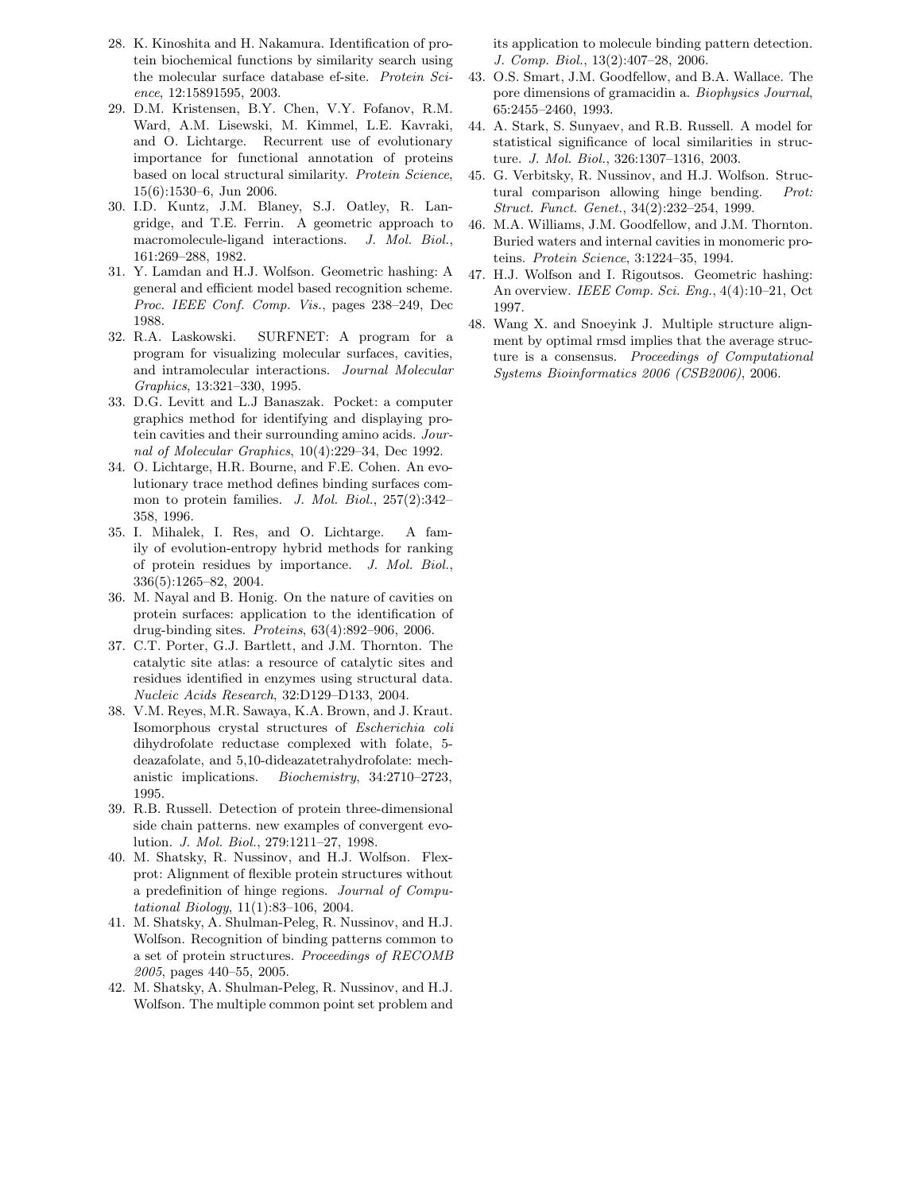28. K. Kinoshita and H. Nakamura. Identification of protein biochemical functions by similarity search using the molecular surface database ef-site. *Protein Science*, 12:15891595, 2003.
29. D.M. Kristensen, B.Y. Chen, V.Y. Fofanov, R.M. Ward, A.M. Lisewski, M. Kimmel, L.E. Kavraki, and O. Lichtarge. Recurrent use of evolutionary importance for functional annotation of proteins based on local structural similarity. *Protein Science*, 15(6):1530–6, Jun 2006.
30. I.D. Kuntz, J.M. Blaney, S.J. Oatley, R. Langridge, and T.E. Ferrin. A geometric approach to macromolecule-ligand interactions. *J. Mol. Biol.*, 161:269–288, 1982.
31. Y. Lamdan and H.J. Wolfson. Geometric hashing: A general and efficient model based recognition scheme. *Proc. IEEE Conf. Comp. Vis.*, pages 238–249, Dec 1988.
32. R.A. Laskowski. SURFNET: A program for a program for visualizing molecular surfaces, cavities, and intramolecular interactions. *Journal Molecular Graphics*, 13:321–330, 1995.
33. D.G. Levitt and L.J Banaszak. Pocket: a computer graphics method for identifying and displaying protein cavities and their surrounding amino acids. *Journal of Molecular Graphics*, 10(4):229–34, Dec 1992.
34. O. Lichtarge, H.R. Bourne, and F.E. Cohen. An evolutionary trace method defines binding surfaces common to protein families. *J. Mol. Biol.*, 257(2):342–358, 1996.
35. I. Mihalek, I. Res, and O. Lichtarge. A family of evolution-entropy hybrid methods for ranking of protein residues by importance. *J. Mol. Biol.*, 336(5):1265–82, 2004.
36. M. Nayal and B. Honig. On the nature of cavities on protein surfaces: application to the identification of drug-binding sites. *Proteins*, 63(4):892–906, 2006.
37. C.T. Porter, G.J. Bartlett, and J.M. Thornton. The catalytic site atlas: a resource of catalytic sites and residues identified in enzymes using structural data. *Nucleic Acids Research*, 32:D129–D133, 2004.
38. V.M. Reyes, M.R. Sawaya, K.A. Brown, and J. Kraut. Isomorphous crystal structures of *Escherichia coli* dihydrofolate reductase complexed with folate, 5-deazafolate, and 5,10-dideazatetrahydrofolate: mechanistic implications. *Biochemistry*, 34:2710–2723, 1995.
39. R.B. Russell. Detection of protein three-dimensional side chain patterns. new examples of convergent evolution. *J. Mol. Biol.*, 279:1211–27, 1998.
40. M. Shatsky, R. Nussinov, and H.J. Wolfson. Flexprot: Alignment of flexible protein structures without a predefinition of hinge regions. *Journal of Computational Biology*, 11(1):83–106, 2004.
41. M. Shatsky, A. Shulman-Peleg, R. Nussinov, and H.J. Wolfson. Recognition of binding patterns common to a set of protein structures. *Proceedings of RECOMB 2005*, pages 440–55, 2005.
42. M. Shatsky, A. Shulman-Peleg, R. Nussinov, and H.J. Wolfson. The multiple common point set problem and its application to molecule binding pattern detection. *J. Comp. Biol.*, 13(2):407–28, 2006.
43. O.S. Smart, J.M. Goodfellow, and B.A. Wallace. The pore dimensions of gramacidin a. *Biophysics Journal*, 65:2455–2460, 1993.
44. A. Stark, S. Sunyaev, and R.B. Russell. A model for statistical significance of local similarities in structure. *J. Mol. Biol.*, 326:1307–1316, 2003.
45. G. Verbitsky, R. Nussinov, and H.J. Wolfson. Structural comparison allowing hinge bending. *Prot: Struct. Funct. Genet.*, 34(2):232–254, 1999.
46. M.A. Williams, J.M. Goodfellow, and J.M. Thornton. Buried waters and internal cavities in monomeric proteins. *Protein Science*, 3:1224–35, 1994.
47. H.J. Wolfson and I. Rigoutsos. Geometric hashing: An overview. *IEEE Comp. Sci. Eng.*, 4(4):10–21, Oct 1997.
48. Wang X. and Snoeyink J. Multiple structure alignment by optimal rmsd implies that the average structure is a consensus. *Proceedings of Computational Systems Bioinformatics 2006 (CSB2006)*, 2006.